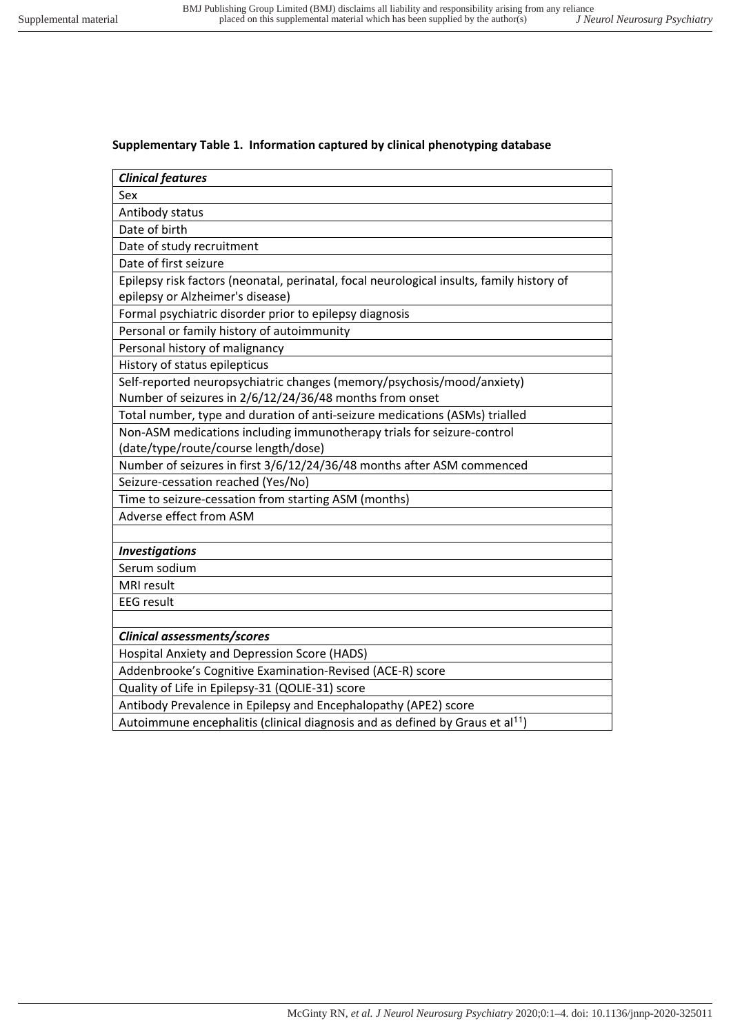**Supplementary Table 1. Information captured by clinical phenotyping database**

| ***Clinical features*** |
|---|
| Sex |
| Antibody status |
| Date of birth |
| Date of study recruitment |
| Date of first seizure |
| Epilepsy risk factors (neonatal, perinatal, focal neurological insults, family history of epilepsy or Alzheimer's disease) |
| Formal psychiatric disorder prior to epilepsy diagnosis |
| Personal or family history of autoimmunity |
| Personal history of malignancy |
| History of status epilepticus |
| Self-reported neuropsychiatric changes (memory/psychosis/mood/anxiety) Number of seizures in 2/6/12/24/36/48 months from onset |
| Total number, type and duration of anti-seizure medications (ASMs) trialled |
| Non-ASM medications including immunotherapy trials for seizure-control (date/type/route/course length/dose) |
| Number of seizures in first 3/6/12/24/36/48 months after ASM commenced |
| Seizure-cessation reached (Yes/No) |
| Time to seizure-cessation from starting ASM (months) |
| Adverse effect from ASM |
| |
| ***Investigations*** |
| Serum sodium |
| MRI result |
| EEG result |
| |
| ***Clinical assessments/scores*** |
| Hospital Anxiety and Depression Score (HADS) |
| Addenbrooke's Cognitive Examination-Revised (ACE-R) score |
| Quality of Life in Epilepsy-31 (QOLIE-31) score |
| Antibody Prevalence in Epilepsy and Encephalopathy (APE2) score |
| Autoimmune encephalitis (clinical diagnosis and as defined by Graus et al[11]) |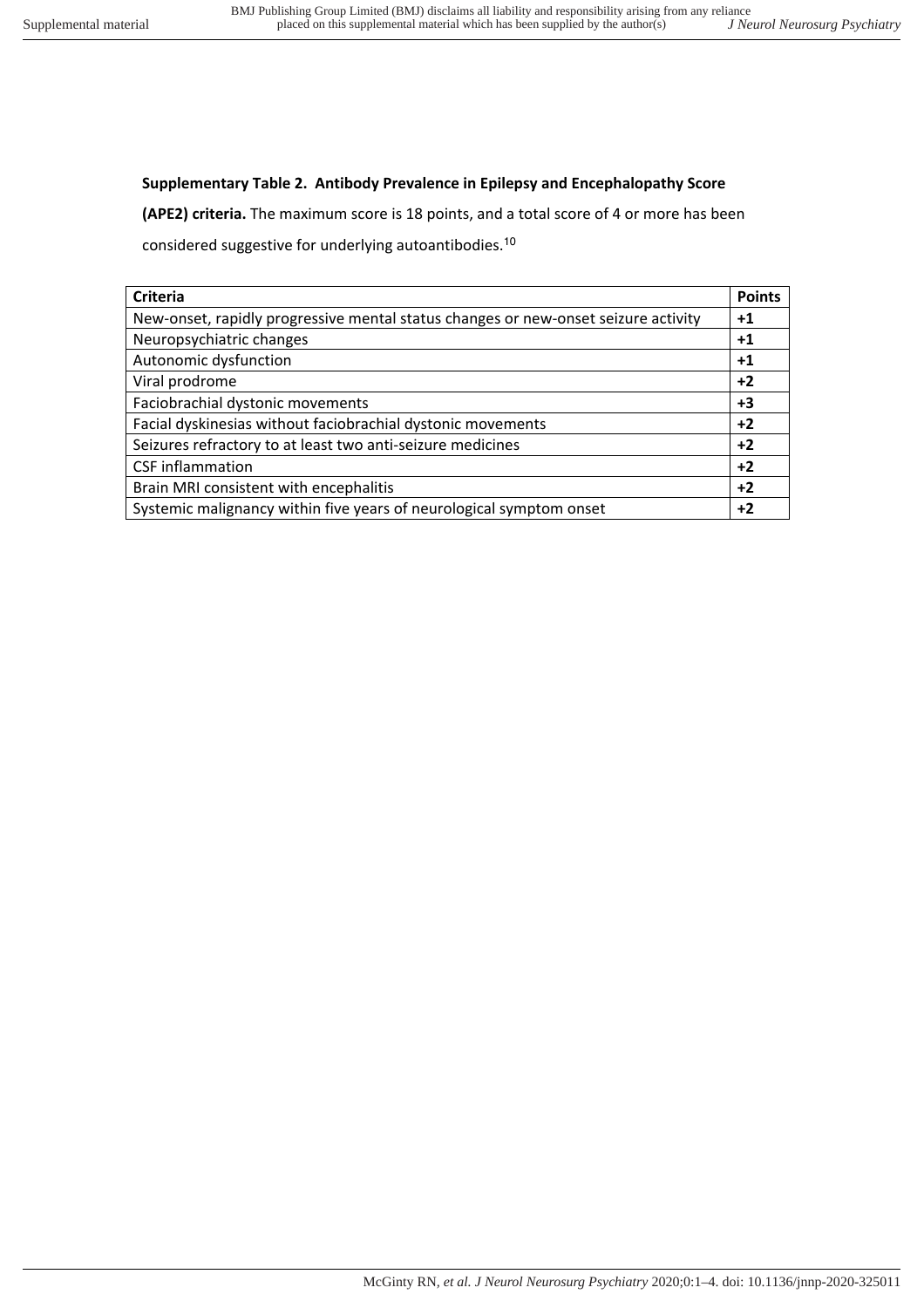**Supplementary Table 2. Antibody Prevalence in Epilepsy and Encephalopathy Score (APE2) criteria.** The maximum score is 18 points, and a total score of 4 or more has been considered suggestive for underlying autoantibodies.[10]

| Criteria | Points |
|---|---|
| New-onset, rapidly progressive mental status changes or new-onset seizure activity | **+1** |
| Neuropsychiatric changes | **+1** |
| Autonomic dysfunction | **+1** |
| Viral prodrome | **+2** |
| Faciobrachial dystonic movements | **+3** |
| Facial dyskinesias without faciobrachial dystonic movements | **+2** |
| Seizures refractory to at least two anti-seizure medicines | **+2** |
| CSF inflammation | **+2** |
| Brain MRI consistent with encephalitis | **+2** |
| Systemic malignancy within five years of neurological symptom onset | **+2** |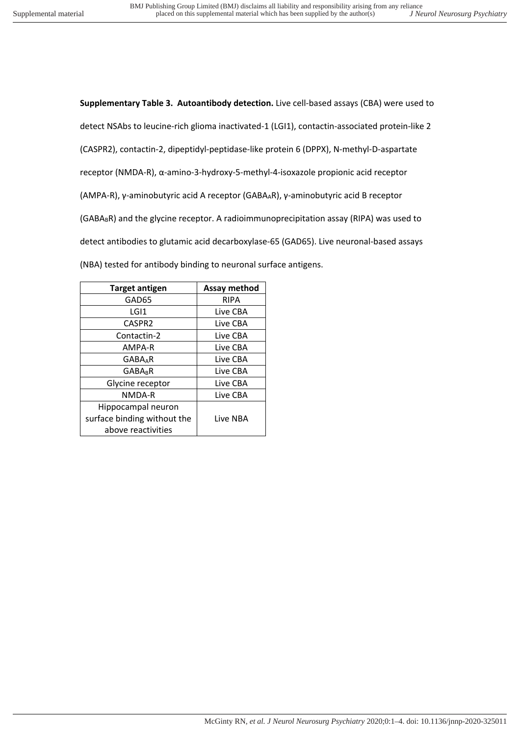**Supplementary Table 3. Autoantibody detection.** Live cell-based assays (CBA) were used to detect NSAbs to leucine-rich glioma inactivated-1 (LGI1), contactin-associated protein-like 2 (CASPR2), contactin-2, dipeptidyl-peptidase-like protein 6 (DPPX), N-methyl-D-aspartate receptor (NMDA-R), α-amino-3-hydroxy-5-methyl-4-isoxazole propionic acid receptor (AMPA-R), γ-aminobutyric acid A receptor ($GABA_AR$), γ-aminobutyric acid B receptor ($GABA_BR$) and the glycine receptor. A radioimmunoprecipitation assay (RIPA) was used to detect antibodies to glutamic acid decarboxylase-65 (GAD65). Live neuronal-based assays (NBA) tested for antibody binding to neuronal surface antigens.

| Target antigen | Assay method |
|---|---|
| GAD65 | RIPA |
| LGI1 | Live CBA |
| CASPR2 | Live CBA |
| Contactin-2 | Live CBA |
| AMPA-R | Live CBA |
| $GABA_AR$ | Live CBA |
| $GABA_BR$ | Live CBA |
| Glycine receptor | Live CBA |
| NMDA-R | Live CBA |
| Hippocampal neuron surface binding without the above reactivities | Live NBA |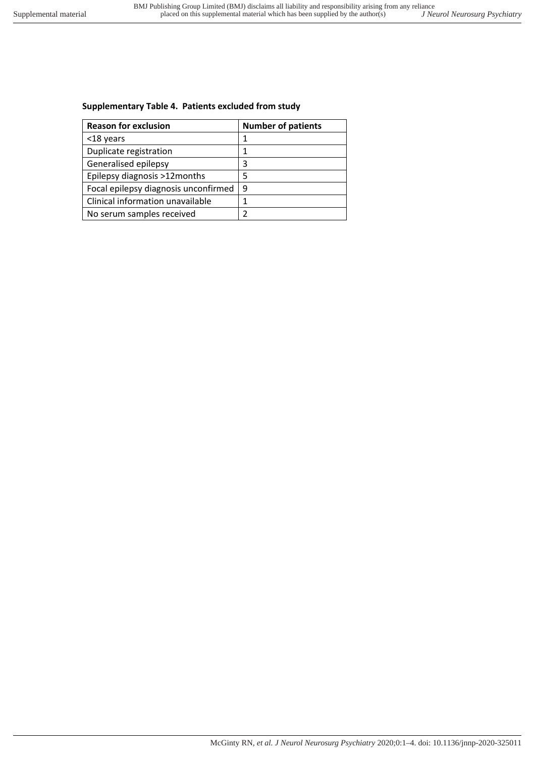**Supplementary Table 4. Patients excluded from study**

| Reason for exclusion | Number of patients |
|---|---|
| <18 years | 1 |
| Duplicate registration | 1 |
| Generalised epilepsy | 3 |
| Epilepsy diagnosis >12months | 5 |
| Focal epilepsy diagnosis unconfirmed | 9 |
| Clinical information unavailable | 1 |
| No serum samples received | 2 |